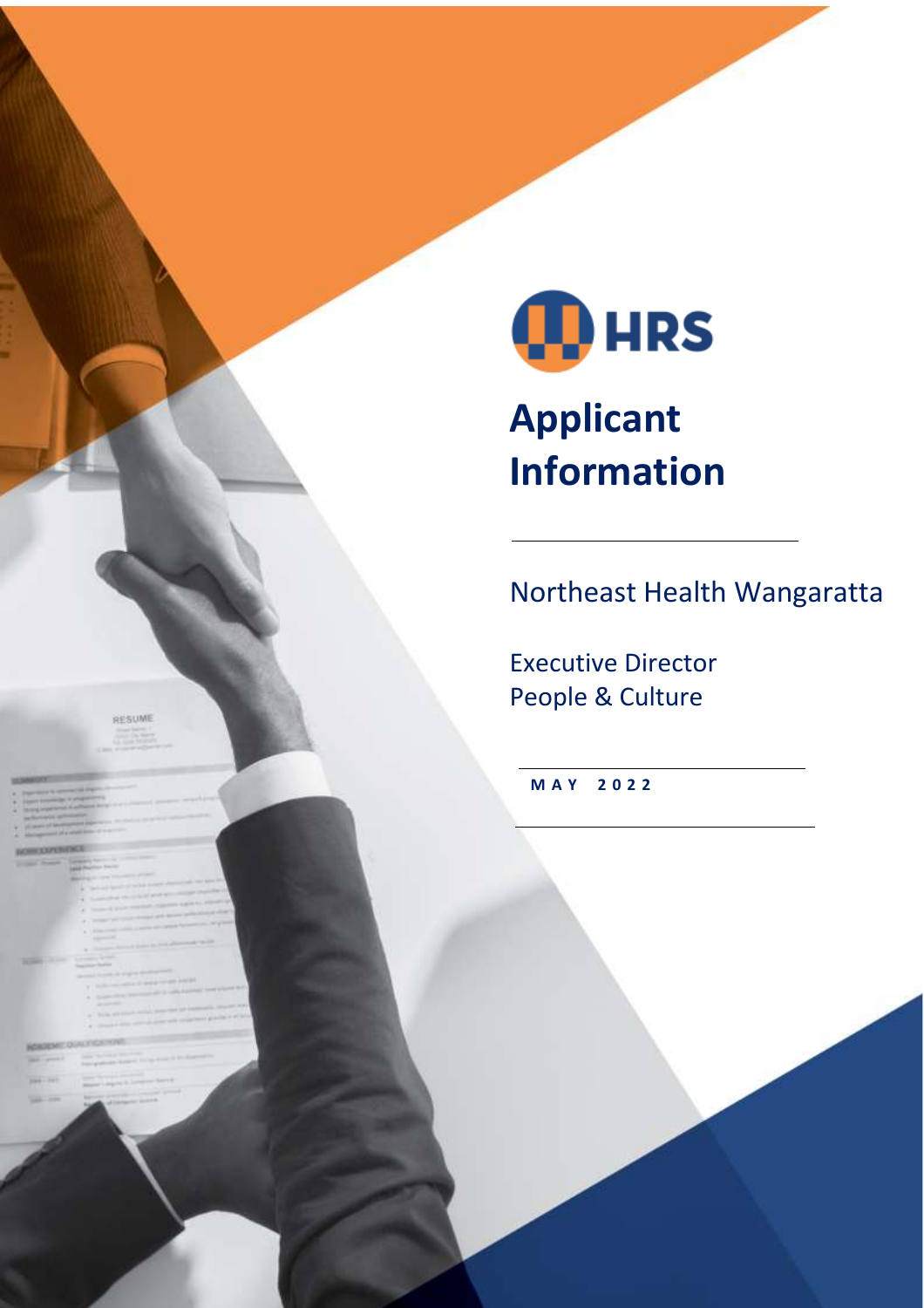HRS

# Applicant Information

Northeast Health Wangaratta

Executive Director
People & Culture

**MAY 2022**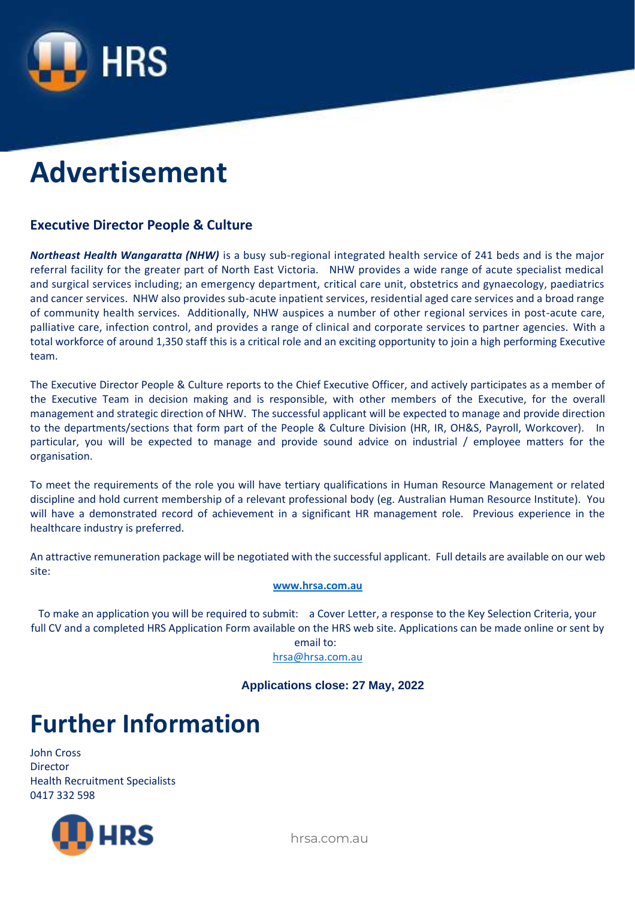# Advertisement

### Executive Director People & Culture

***Northeast Health Wangaratta (NHW)*** is a busy sub-regional integrated health service of 241 beds and is the major referral facility for the greater part of North East Victoria. NHW provides a wide range of acute specialist medical and surgical services including; an emergency department, critical care unit, obstetrics and gynaecology, paediatrics and cancer services. NHW also provides sub-acute inpatient services, residential aged care services and a broad range of community health services. Additionally, NHW auspices a number of other regional services in post-acute care, palliative care, infection control, and provides a range of clinical and corporate services to partner agencies. With a total workforce of around 1,350 staff this is a critical role and an exciting opportunity to join a high performing Executive team.

The Executive Director People & Culture reports to the Chief Executive Officer, and actively participates as a member of the Executive Team in decision making and is responsible, with other members of the Executive, for the overall management and strategic direction of NHW. The successful applicant will be expected to manage and provide direction to the departments/sections that form part of the People & Culture Division (HR, IR, OH&S, Payroll, Workcover). In particular, you will be expected to manage and provide sound advice on industrial / employee matters for the organisation.

To meet the requirements of the role you will have tertiary qualifications in Human Resource Management or related discipline and hold current membership of a relevant professional body (eg. Australian Human Resource Institute). You will have a demonstrated record of achievement in a significant HR management role. Previous experience in the healthcare industry is preferred.

An attractive remuneration package will be negotiated with the successful applicant. Full details are available on our web site:

**www.hrsa.com.au**

To make an application you will be required to submit: a Cover Letter, a response to the Key Selection Criteria, your full CV and a completed HRS Application Form available on the HRS web site. Applications can be made online or sent by email to:

hrsa@hrsa.com.au

**Applications close: 27 May, 2022**

# Further Information

John Cross
Director
Health Recruitment Specialists
0417 332 598

hrsa.com.au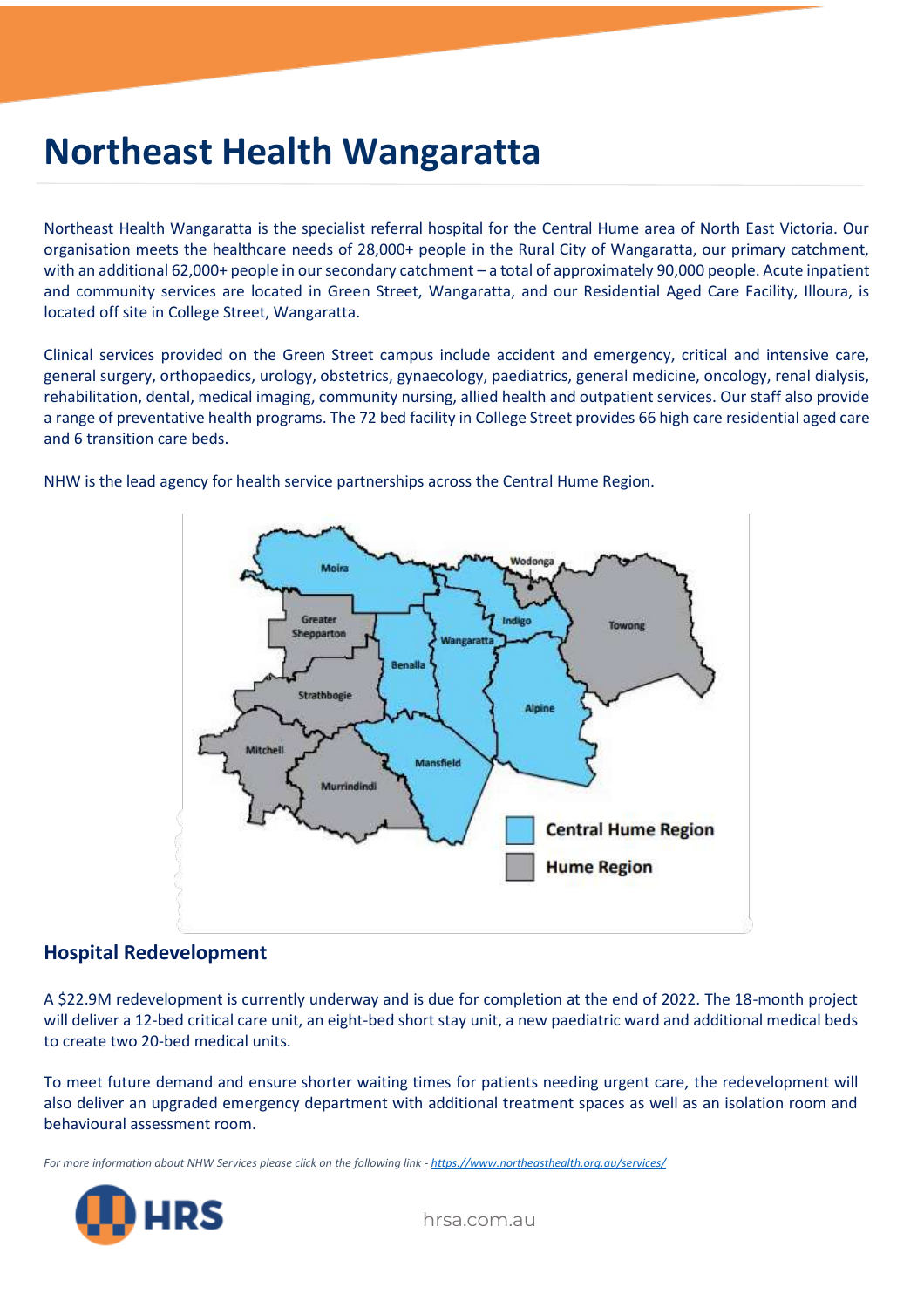# Northeast Health Wangaratta

Northeast Health Wangaratta is the specialist referral hospital for the Central Hume area of North East Victoria. Our organisation meets the healthcare needs of 28,000+ people in the Rural City of Wangaratta, our primary catchment, with an additional 62,000+ people in our secondary catchment – a total of approximately 90,000 people. Acute inpatient and community services are located in Green Street, Wangaratta, and our Residential Aged Care Facility, Illoura, is located off site in College Street, Wangaratta.

Clinical services provided on the Green Street campus include accident and emergency, critical and intensive care, general surgery, orthopaedics, urology, obstetrics, gynaecology, paediatrics, general medicine, oncology, renal dialysis, rehabilitation, dental, medical imaging, community nursing, allied health and outpatient services. Our staff also provide a range of preventative health programs. The 72 bed facility in College Street provides 66 high care residential aged care and 6 transition care beds.

NHW is the lead agency for health service partnerships across the Central Hume Region.

Moira, Wodonga, Greater Shepparton, Indigo, Towong, Wangaratta, Benalla, Strathbogie, Alpine, Mitchell, Mansfield, Murrindindi

Central Hume Region
Hume Region

## Hospital Redevelopment

A $22.9M redevelopment is currently underway and is due for completion at the end of 2022. The 18-month project will deliver a 12-bed critical care unit, an eight-bed short stay unit, a new paediatric ward and additional medical beds to create two 20-bed medical units.

To meet future demand and ensure shorter waiting times for patients needing urgent care, the redevelopment will also deliver an upgraded emergency department with additional treatment spaces as well as an isolation room and behavioural assessment room.

*For more information about NHW Services please click on the following link - [https://www.northeasthealth.org.au/services/](https://www.northeasthealth.org.au/services/)*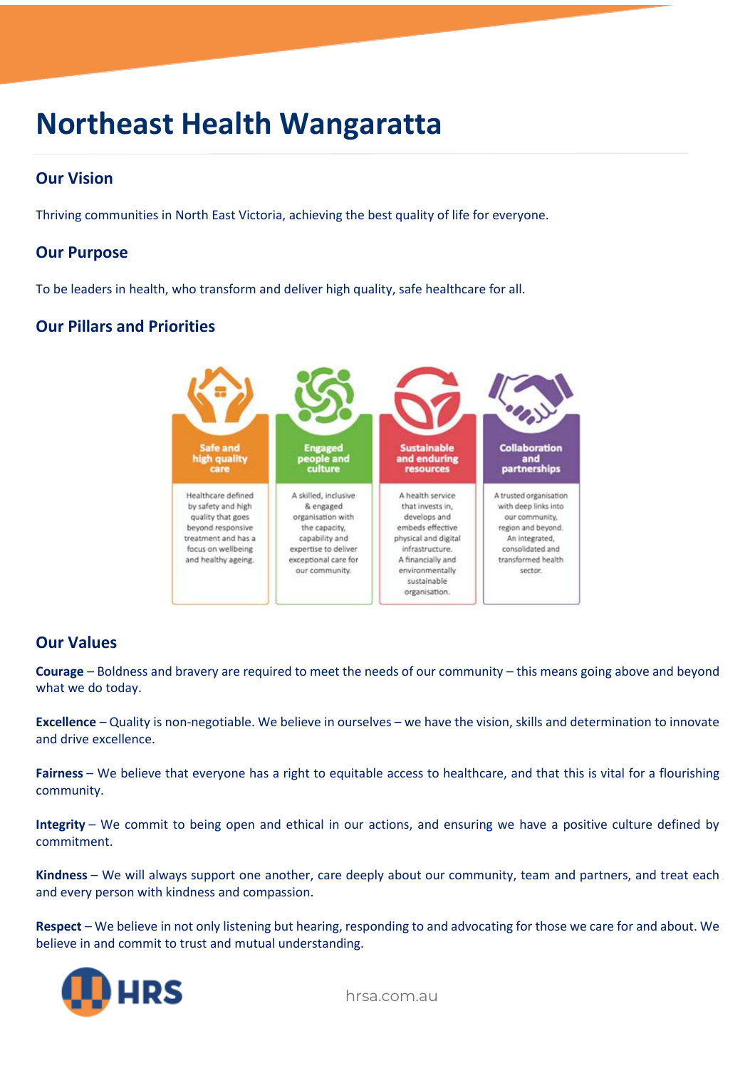# Northeast Health Wangaratta

## Our Vision

Thriving communities in North East Victoria, achieving the best quality of life for everyone.

## Our Purpose

To be leaders in health, who transform and deliver high quality, safe healthcare for all.

## Our Pillars and Priorities

| Safe and high quality care | Engaged people and culture | Sustainable and enduring resources | Collaboration and partnerships |
|---|---|---|---|
| Healthcare defined by safety and high quality that goes beyond responsive treatment and has a focus on wellbeing and healthy ageing. | A skilled, inclusive & engaged organisation with the capacity, capability and expertise to deliver exceptional care for our community. | A health service that invests in, develops and embeds effective physical and digital infrastructure. A financially and environmentally sustainable organisation. | A trusted organisation with deep links into our community, region and beyond. An integrated, consolidated and transformed health sector. |

## Our Values

**Courage** – Boldness and bravery are required to meet the needs of our community – this means going above and beyond what we do today.

**Excellence** – Quality is non-negotiable. We believe in ourselves – we have the vision, skills and determination to innovate and drive excellence.

**Fairness** – We believe that everyone has a right to equitable access to healthcare, and that this is vital for a flourishing community.

**Integrity** – We commit to being open and ethical in our actions, and ensuring we have a positive culture defined by commitment.

**Kindness** – We will always support one another, care deeply about our community, team and partners, and treat each and every person with kindness and compassion.

**Respect** – We believe in not only listening but hearing, responding to and advocating for those we care for and about. We believe in and commit to trust and mutual understanding.

HRS

hrsa.com.au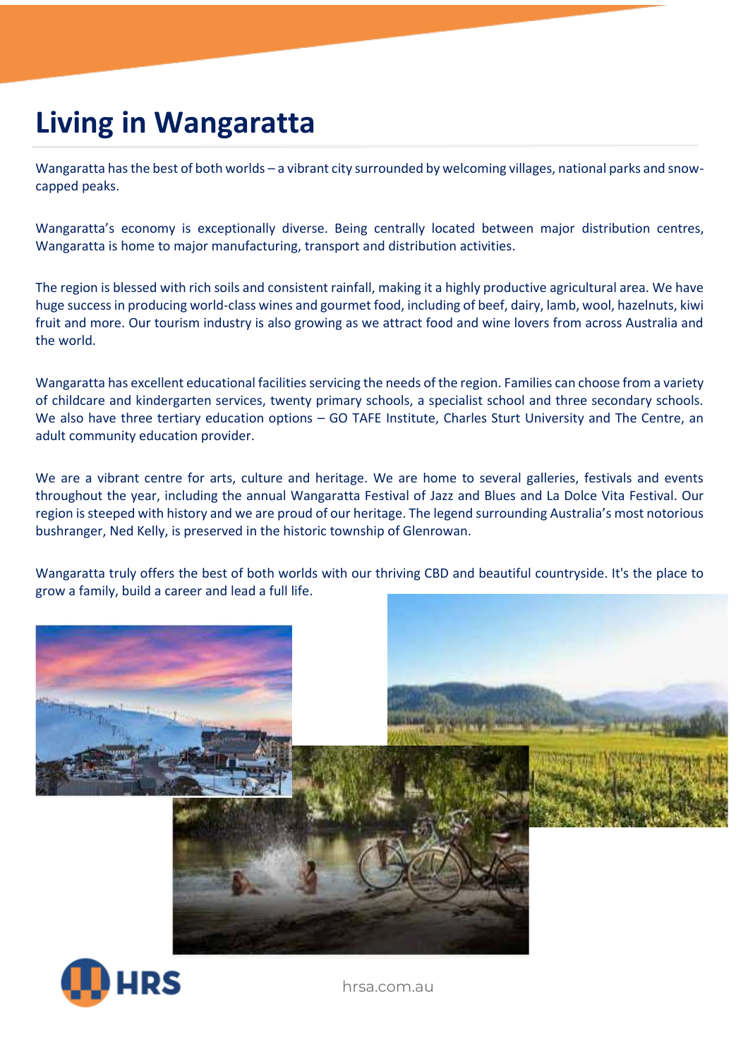# Living in Wangaratta

Wangaratta has the best of both worlds – a vibrant city surrounded by welcoming villages, national parks and snow-capped peaks.

Wangaratta's economy is exceptionally diverse. Being centrally located between major distribution centres, Wangaratta is home to major manufacturing, transport and distribution activities.

The region is blessed with rich soils and consistent rainfall, making it a highly productive agricultural area. We have huge success in producing world-class wines and gourmet food, including of beef, dairy, lamb, wool, hazelnuts, kiwi fruit and more. Our tourism industry is also growing as we attract food and wine lovers from across Australia and the world.

Wangaratta has excellent educational facilities servicing the needs of the region. Families can choose from a variety of childcare and kindergarten services, twenty primary schools, a specialist school and three secondary schools. We also have three tertiary education options – GO TAFE Institute, Charles Sturt University and The Centre, an adult community education provider.

We are a vibrant centre for arts, culture and heritage. We are home to several galleries, festivals and events throughout the year, including the annual Wangaratta Festival of Jazz and Blues and La Dolce Vita Festival. Our region is steeped with history and we are proud of our heritage. The legend surrounding Australia's most notorious bushranger, Ned Kelly, is preserved in the historic township of Glenrowan.

Wangaratta truly offers the best of both worlds with our thriving CBD and beautiful countryside. It's the place to grow a family, build a career and lead a full life.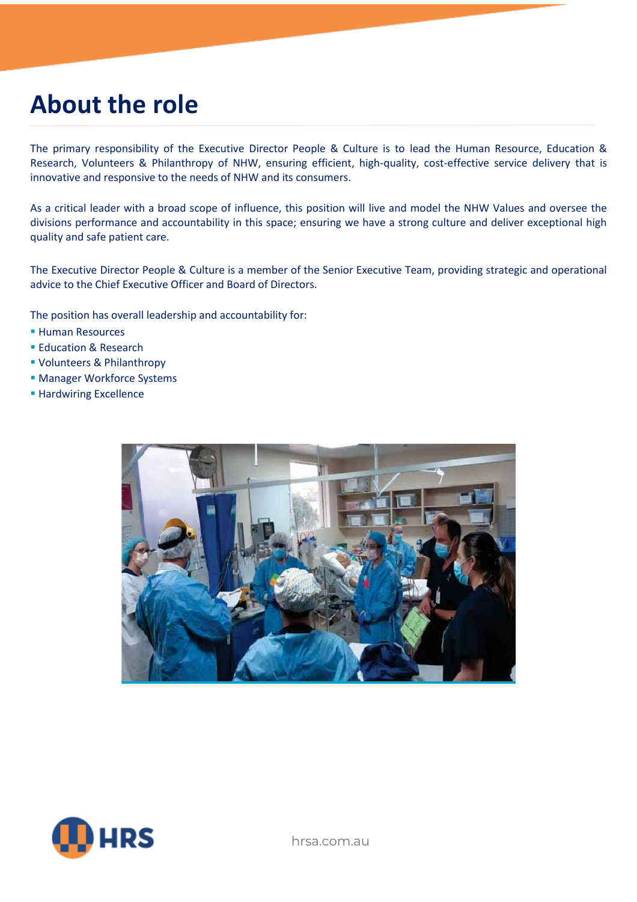# About the role

The primary responsibility of the Executive Director People & Culture is to lead the Human Resource, Education & Research, Volunteers & Philanthropy of NHW, ensuring efficient, high-quality, cost-effective service delivery that is innovative and responsive to the needs of NHW and its consumers.

As a critical leader with a broad scope of influence, this position will live and model the NHW Values and oversee the divisions performance and accountability in this space; ensuring we have a strong culture and deliver exceptional high quality and safe patient care.

The Executive Director People & Culture is a member of the Senior Executive Team, providing strategic and operational advice to the Chief Executive Officer and Board of Directors.

The position has overall leadership and accountability for:

- Human Resources
- Education & Research
- Volunteers & Philanthropy
- Manager Workforce Systems
- Hardwiring Excellence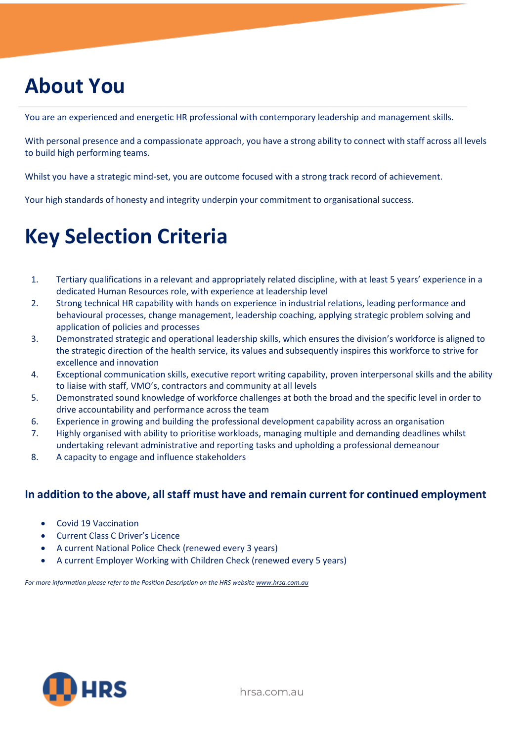# About You

You are an experienced and energetic HR professional with contemporary leadership and management skills.

With personal presence and a compassionate approach, you have a strong ability to connect with staff across all levels to build high performing teams.

Whilst you have a strategic mind-set, you are outcome focused with a strong track record of achievement.

Your high standards of honesty and integrity underpin your commitment to organisational success.

# Key Selection Criteria

1. Tertiary qualifications in a relevant and appropriately related discipline, with at least 5 years' experience in a dedicated Human Resources role, with experience at leadership level
2. Strong technical HR capability with hands on experience in industrial relations, leading performance and behavioural processes, change management, leadership coaching, applying strategic problem solving and application of policies and processes
3. Demonstrated strategic and operational leadership skills, which ensures the division's workforce is aligned to the strategic direction of the health service, its values and subsequently inspires this workforce to strive for excellence and innovation
4. Exceptional communication skills, executive report writing capability, proven interpersonal skills and the ability to liaise with staff, VMO's, contractors and community at all levels
5. Demonstrated sound knowledge of workforce challenges at both the broad and the specific level in order to drive accountability and performance across the team
6. Experience in growing and building the professional development capability across an organisation
7. Highly organised with ability to prioritise workloads, managing multiple and demanding deadlines whilst undertaking relevant administrative and reporting tasks and upholding a professional demeanour
8. A capacity to engage and influence stakeholders

### In addition to the above, all staff must have and remain current for continued employment

- Covid 19 Vaccination
- Current Class C Driver's Licence
- A current National Police Check (renewed every 3 years)
- A current Employer Working with Children Check (renewed every 5 years)

*For more information please refer to the Position Description on the HRS website [www.hrsa.com.au](www.hrsa.com.au)*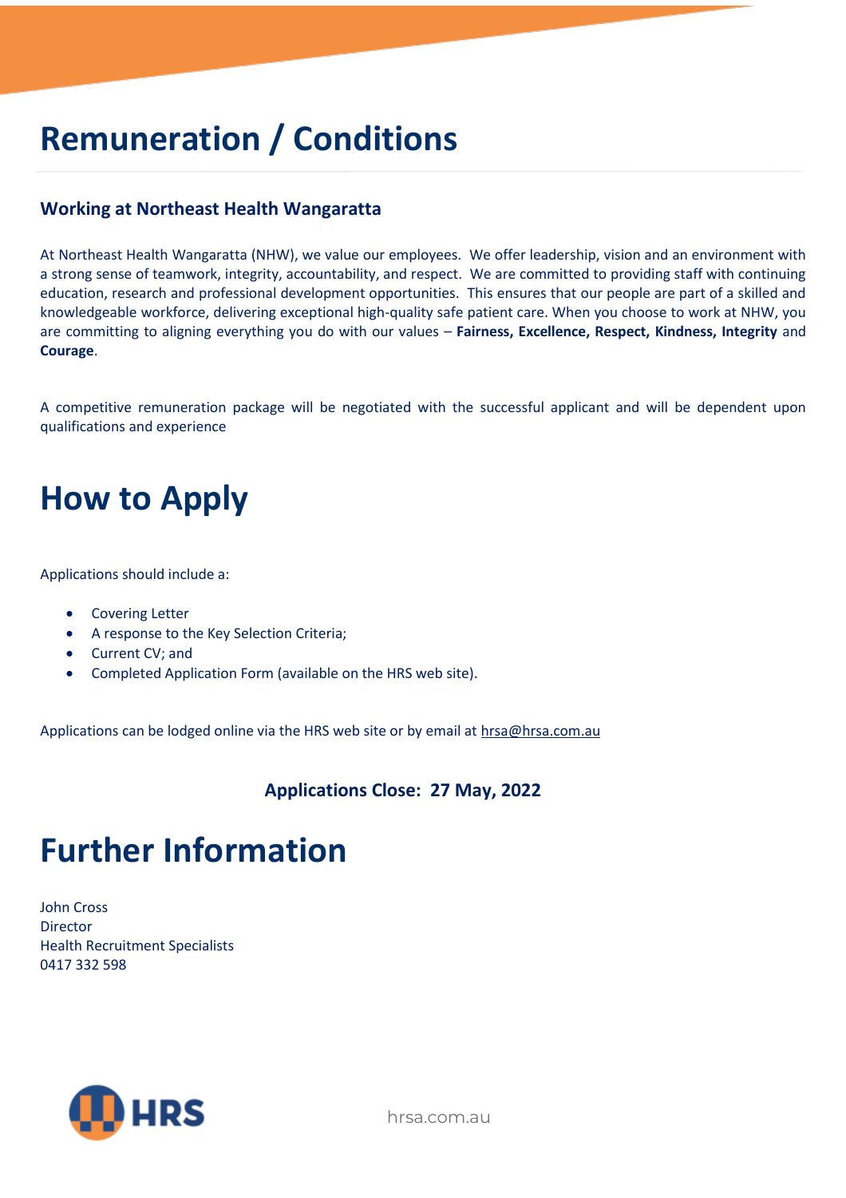# Remuneration / Conditions

### Working at Northeast Health Wangaratta

At Northeast Health Wangaratta (NHW), we value our employees. We offer leadership, vision and an environment with a strong sense of teamwork, integrity, accountability, and respect. We are committed to providing staff with continuing education, research and professional development opportunities. This ensures that our people are part of a skilled and knowledgeable workforce, delivering exceptional high-quality safe patient care. When you choose to work at NHW, you are committing to aligning everything you do with our values – **Fairness, Excellence, Respect, Kindness, Integrity** and **Courage**.

A competitive remuneration package will be negotiated with the successful applicant and will be dependent upon qualifications and experience

# How to Apply

Applications should include a:

- Covering Letter
- A response to the Key Selection Criteria;
- Current CV; and
- Completed Application Form (available on the HRS web site).

Applications can be lodged online via the HRS web site or by email at hrsa@hrsa.com.au

**Applications Close: 27 May, 2022**

# Further Information

John Cross
Director
Health Recruitment Specialists
0417 332 598

HRS

hrsa.com.au